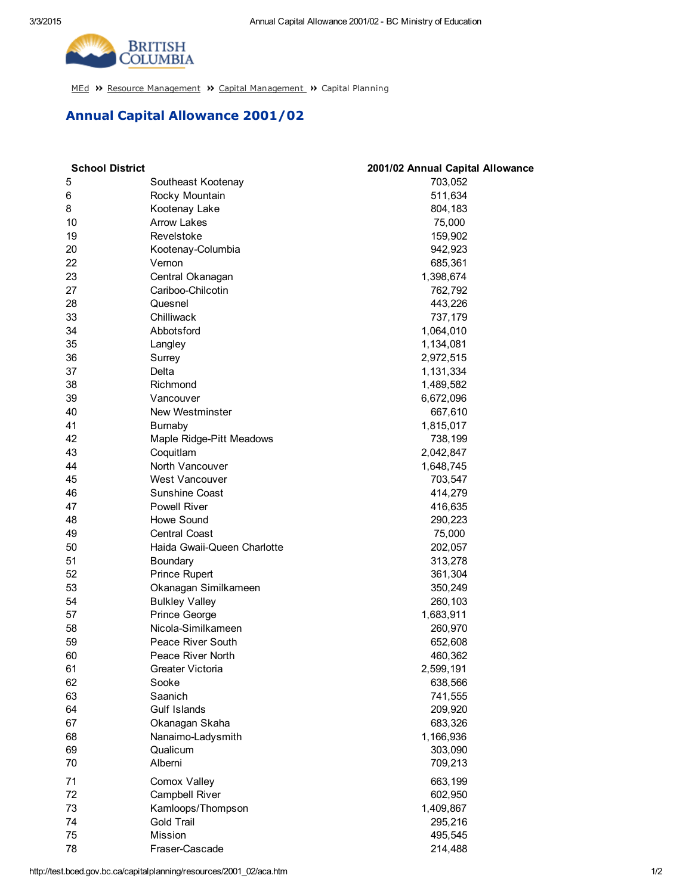MEd » Resource Management » Capital Management » Capital Planning

# Annual Capital Allowance 2001/02

| School District | | 2001/02 Annual Capital Allowance |
|---|---|---|
| 5 | Southeast Kootenay | 703,052 |
| 6 | Rocky Mountain | 511,634 |
| 8 | Kootenay Lake | 804,183 |
| 10 | Arrow Lakes | 75,000 |
| 19 | Revelstoke | 159,902 |
| 20 | Kootenay-Columbia | 942,923 |
| 22 | Vernon | 685,361 |
| 23 | Central Okanagan | 1,398,674 |
| 27 | Cariboo-Chilcotin | 762,792 |
| 28 | Quesnel | 443,226 |
| 33 | Chilliwack | 737,179 |
| 34 | Abbotsford | 1,064,010 |
| 35 | Langley | 1,134,081 |
| 36 | Surrey | 2,972,515 |
| 37 | Delta | 1,131,334 |
| 38 | Richmond | 1,489,582 |
| 39 | Vancouver | 6,672,096 |
| 40 | New Westminster | 667,610 |
| 41 | Burnaby | 1,815,017 |
| 42 | Maple Ridge-Pitt Meadows | 738,199 |
| 43 | Coquitlam | 2,042,847 |
| 44 | North Vancouver | 1,648,745 |
| 45 | West Vancouver | 703,547 |
| 46 | Sunshine Coast | 414,279 |
| 47 | Powell River | 416,635 |
| 48 | Howe Sound | 290,223 |
| 49 | Central Coast | 75,000 |
| 50 | Haida Gwaii-Queen Charlotte | 202,057 |
| 51 | Boundary | 313,278 |
| 52 | Prince Rupert | 361,304 |
| 53 | Okanagan Similkameen | 350,249 |
| 54 | Bulkley Valley | 260,103 |
| 57 | Prince George | 1,683,911 |
| 58 | Nicola-Similkameen | 260,970 |
| 59 | Peace River South | 652,608 |
| 60 | Peace River North | 460,362 |
| 61 | Greater Victoria | 2,599,191 |
| 62 | Sooke | 638,566 |
| 63 | Saanich | 741,555 |
| 64 | Gulf Islands | 209,920 |
| 67 | Okanagan Skaha | 683,326 |
| 68 | Nanaimo-Ladysmith | 1,166,936 |
| 69 | Qualicum | 303,090 |
| 70 | Alberni | 709,213 |
| 71 | Comox Valley | 663,199 |
| 72 | Campbell River | 602,950 |
| 73 | Kamloops/Thompson | 1,409,867 |
| 74 | Gold Trail | 295,216 |
| 75 | Mission | 495,545 |
| 78 | Fraser-Cascade | 214,488 |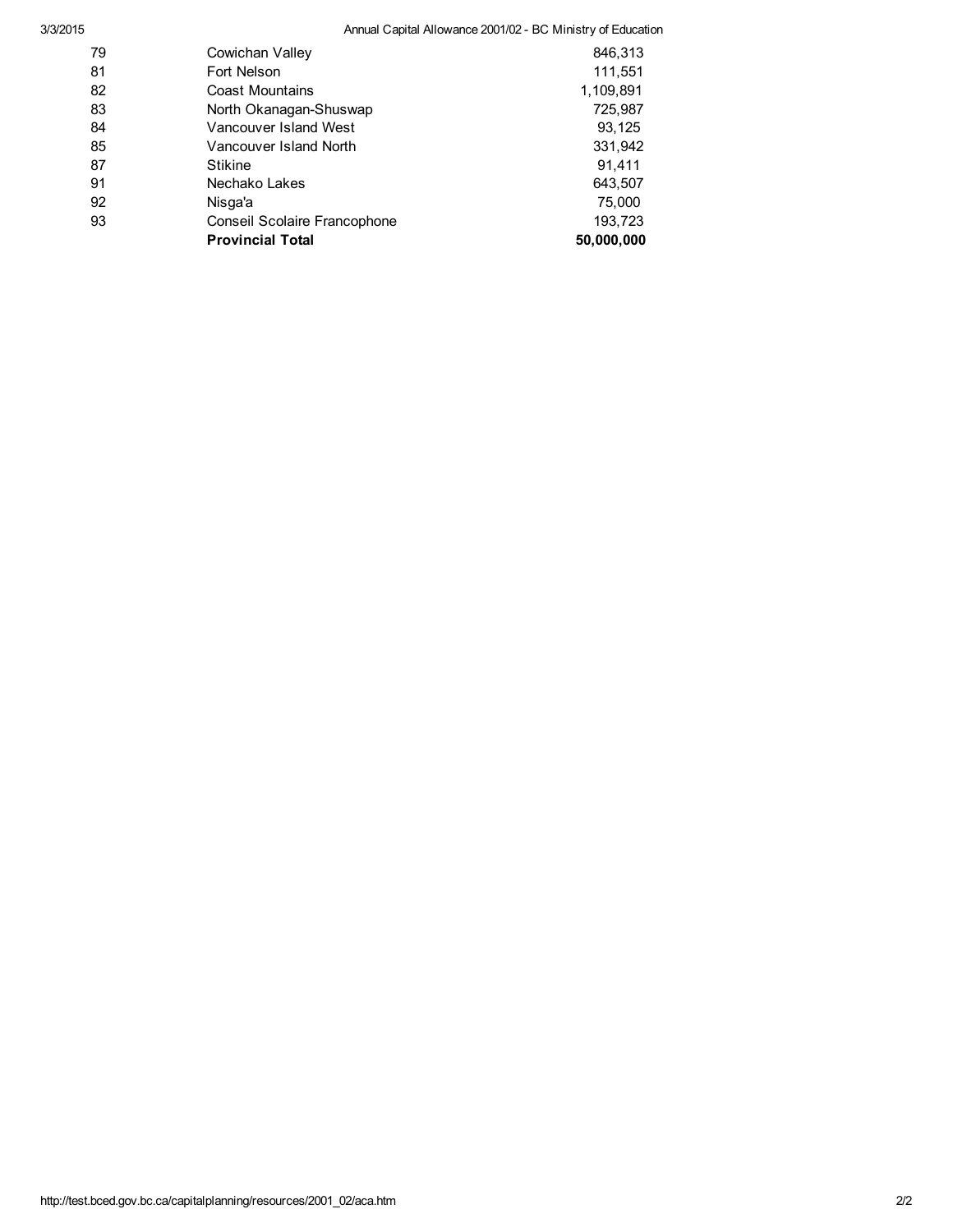| | | |
|---|---|---|
| 79 | Cowichan Valley | 846,313 |
| 81 | Fort Nelson | 111,551 |
| 82 | Coast Mountains | 1,109,891 |
| 83 | North Okanagan-Shuswap | 725,987 |
| 84 | Vancouver Island West | 93,125 |
| 85 | Vancouver Island North | 331,942 |
| 87 | Stikine | 91,411 |
| 91 | Nechako Lakes | 643,507 |
| 92 | Nisga'a | 75,000 |
| 93 | Conseil Scolaire Francophone | 193,723 |
| | **Provincial Total** | **50,000,000** |